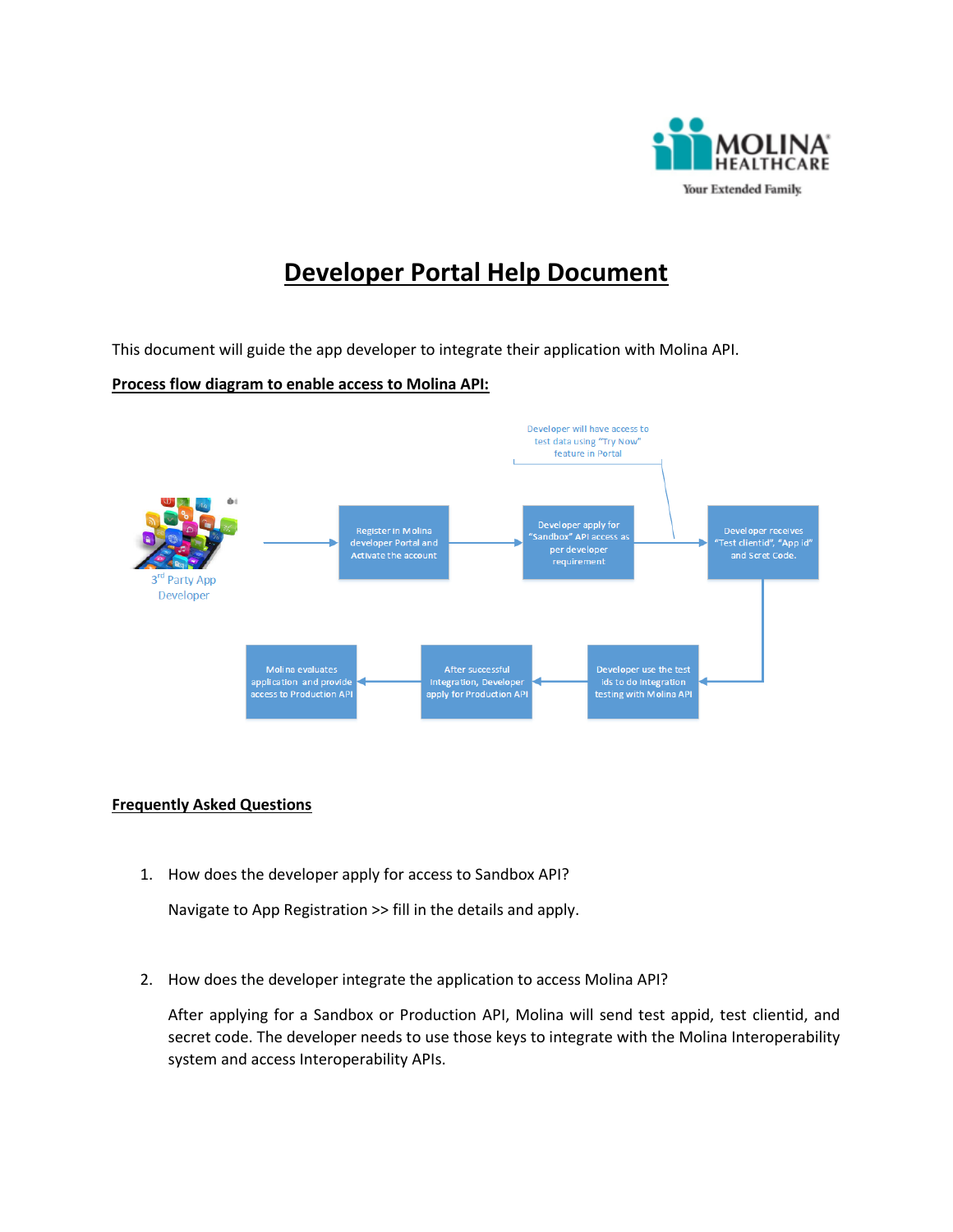# Developer Portal Help Document

This document will guide the app developer to integrate their application with Molina API.

**Process flow diagram to enable access to Molina API:**

3rd Party App Developer → Register in Molina developer Portal and Activate the account → Developer apply for "Sandbox" API access as per developer requirement → Developer receives "Test clientid", "App id" and Scret Code. → Developer use the test ids to do integration testing with Molina API → After successful Integration, Developer apply for Production API → Molina evaluates application and provide access to Production API

Developer will have access to test data using "Try Now" feature in Portal

## Frequently Asked Questions

1. How does the developer apply for access to Sandbox API?

   Navigate to App Registration >> fill in the details and apply.

2. How does the developer integrate the application to access Molina API?

   After applying for a Sandbox or Production API, Molina will send test appid, test clientid, and secret code. The developer needs to use those keys to integrate with the Molina Interoperability system and access Interoperability APIs.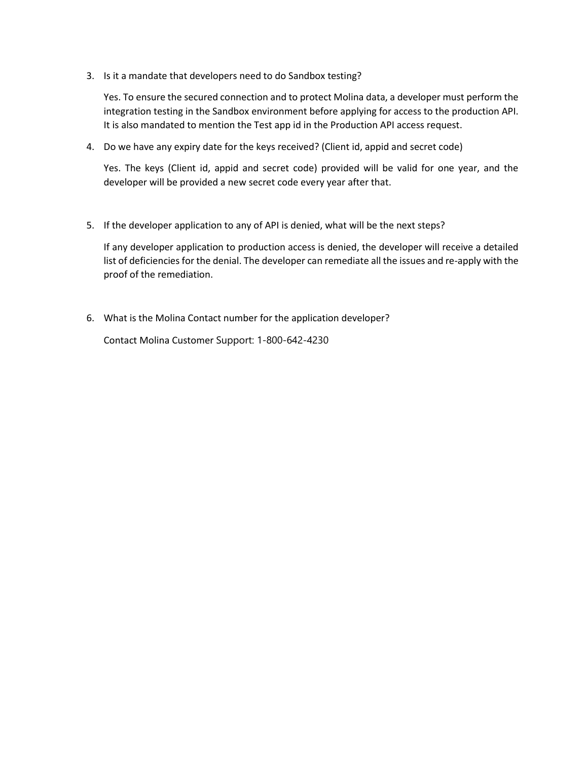3. Is it a mandate that developers need to do Sandbox testing?

   Yes. To ensure the secured connection and to protect Molina data, a developer must perform the integration testing in the Sandbox environment before applying for access to the production API. It is also mandated to mention the Test app id in the Production API access request.

4. Do we have any expiry date for the keys received? (Client id, appid and secret code)

   Yes. The keys (Client id, appid and secret code) provided will be valid for one year, and the developer will be provided a new secret code every year after that.

5. If the developer application to any of API is denied, what will be the next steps?

   If any developer application to production access is denied, the developer will receive a detailed list of deficiencies for the denial. The developer can remediate all the issues and re-apply with the proof of the remediation.

6. What is the Molina Contact number for the application developer?

   Contact Molina Customer Support: 1-800-642-4230